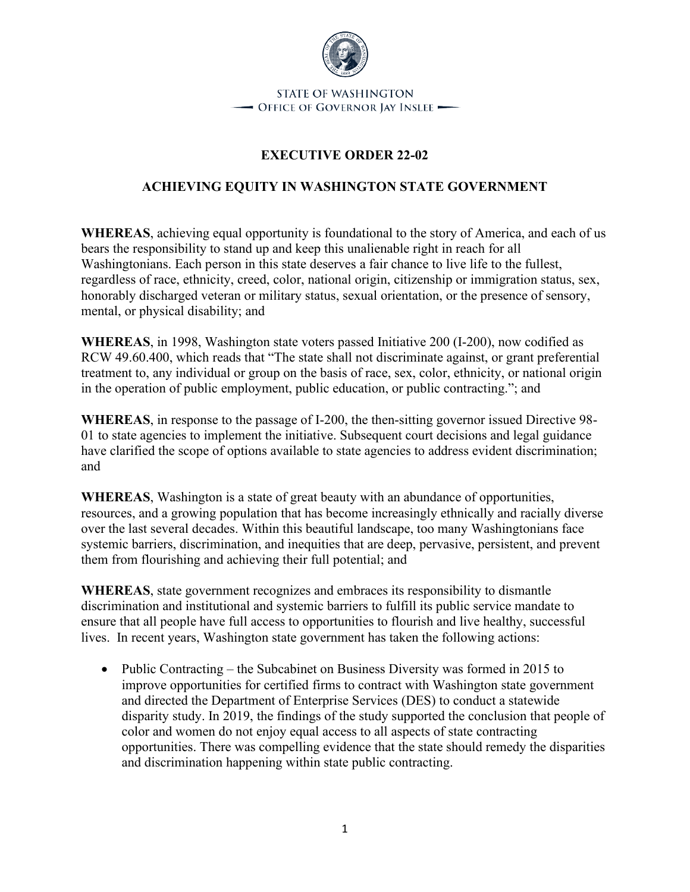STATE OF WASHINGTON
OFFICE OF GOVERNOR JAY INSLEE

# EXECUTIVE ORDER 22-02

## ACHIEVING EQUITY IN WASHINGTON STATE GOVERNMENT

**WHEREAS**, achieving equal opportunity is foundational to the story of America, and each of us bears the responsibility to stand up and keep this unalienable right in reach for all Washingtonians. Each person in this state deserves a fair chance to live life to the fullest, regardless of race, ethnicity, creed, color, national origin, citizenship or immigration status, sex, honorably discharged veteran or military status, sexual orientation, or the presence of sensory, mental, or physical disability; and

**WHEREAS**, in 1998, Washington state voters passed Initiative 200 (I-200), now codified as RCW 49.60.400, which reads that "The state shall not discriminate against, or grant preferential treatment to, any individual or group on the basis of race, sex, color, ethnicity, or national origin in the operation of public employment, public education, or public contracting."; and

**WHEREAS**, in response to the passage of I-200, the then-sitting governor issued Directive 98-01 to state agencies to implement the initiative. Subsequent court decisions and legal guidance have clarified the scope of options available to state agencies to address evident discrimination; and

**WHEREAS**, Washington is a state of great beauty with an abundance of opportunities, resources, and a growing population that has become increasingly ethnically and racially diverse over the last several decades. Within this beautiful landscape, too many Washingtonians face systemic barriers, discrimination, and inequities that are deep, pervasive, persistent, and prevent them from flourishing and achieving their full potential; and

**WHEREAS**, state government recognizes and embraces its responsibility to dismantle discrimination and institutional and systemic barriers to fulfill its public service mandate to ensure that all people have full access to opportunities to flourish and live healthy, successful lives. In recent years, Washington state government has taken the following actions:

- Public Contracting – the Subcabinet on Business Diversity was formed in 2015 to improve opportunities for certified firms to contract with Washington state government and directed the Department of Enterprise Services (DES) to conduct a statewide disparity study. In 2019, the findings of the study supported the conclusion that people of color and women do not enjoy equal access to all aspects of state contracting opportunities. There was compelling evidence that the state should remedy the disparities and discrimination happening within state public contracting.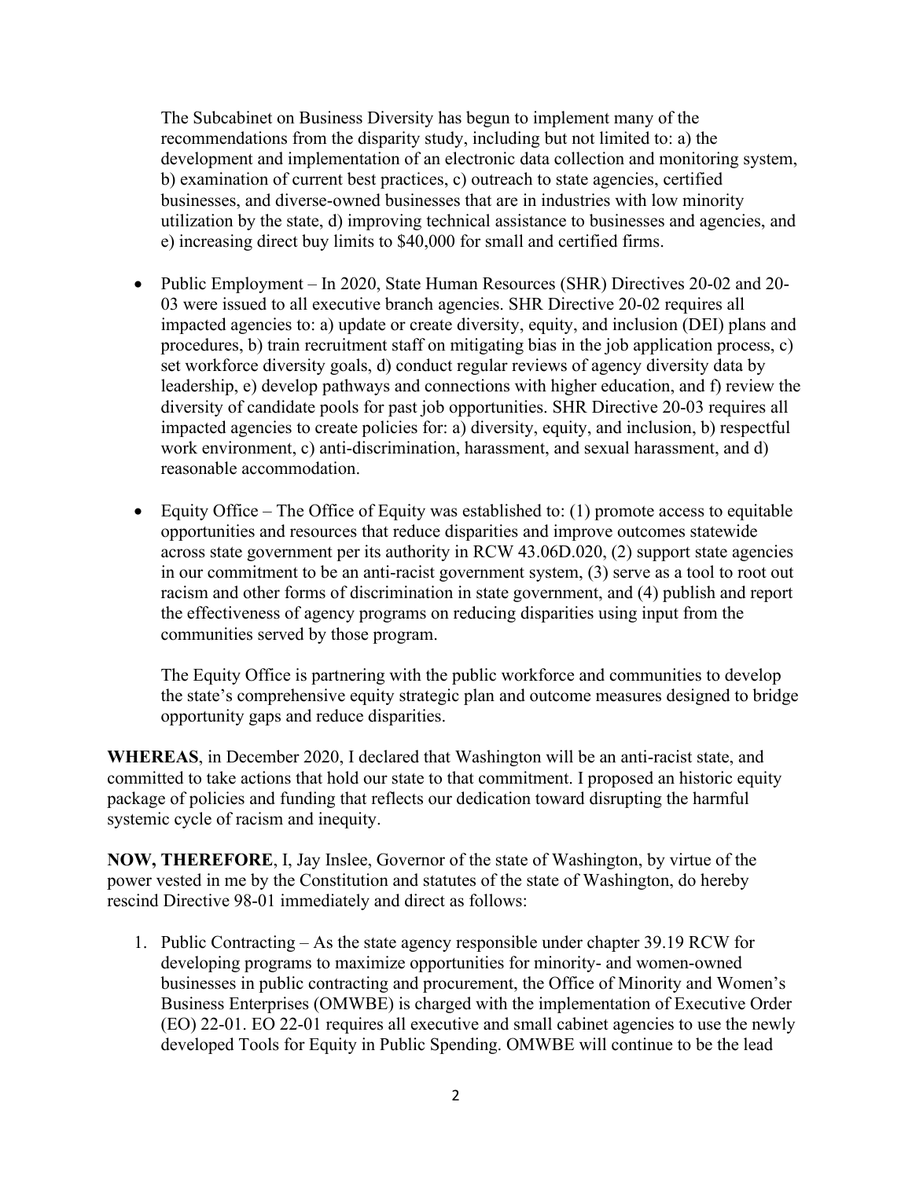The Subcabinet on Business Diversity has begun to implement many of the recommendations from the disparity study, including but not limited to: a) the development and implementation of an electronic data collection and monitoring system, b) examination of current best practices, c) outreach to state agencies, certified businesses, and diverse-owned businesses that are in industries with low minority utilization by the state, d) improving technical assistance to businesses and agencies, and e) increasing direct buy limits to $40,000 for small and certified firms.

- Public Employment – In 2020, State Human Resources (SHR) Directives 20-02 and 20-03 were issued to all executive branch agencies. SHR Directive 20-02 requires all impacted agencies to: a) update or create diversity, equity, and inclusion (DEI) plans and procedures, b) train recruitment staff on mitigating bias in the job application process, c) set workforce diversity goals, d) conduct regular reviews of agency diversity data by leadership, e) develop pathways and connections with higher education, and f) review the diversity of candidate pools for past job opportunities. SHR Directive 20-03 requires all impacted agencies to create policies for: a) diversity, equity, and inclusion, b) respectful work environment, c) anti-discrimination, harassment, and sexual harassment, and d) reasonable accommodation.

- Equity Office – The Office of Equity was established to: (1) promote access to equitable opportunities and resources that reduce disparities and improve outcomes statewide across state government per its authority in RCW 43.06D.020, (2) support state agencies in our commitment to be an anti-racist government system, (3) serve as a tool to root out racism and other forms of discrimination in state government, and (4) publish and report the effectiveness of agency programs on reducing disparities using input from the communities served by those program.

  The Equity Office is partnering with the public workforce and communities to develop the state's comprehensive equity strategic plan and outcome measures designed to bridge opportunity gaps and reduce disparities.

**WHEREAS**, in December 2020, I declared that Washington will be an anti-racist state, and committed to take actions that hold our state to that commitment. I proposed an historic equity package of policies and funding that reflects our dedication toward disrupting the harmful systemic cycle of racism and inequity.

**NOW, THEREFORE**, I, Jay Inslee, Governor of the state of Washington, by virtue of the power vested in me by the Constitution and statutes of the state of Washington, do hereby rescind Directive 98-01 immediately and direct as follows:

1. Public Contracting – As the state agency responsible under chapter 39.19 RCW for developing programs to maximize opportunities for minority- and women-owned businesses in public contracting and procurement, the Office of Minority and Women's Business Enterprises (OMWBE) is charged with the implementation of Executive Order (EO) 22-01. EO 22-01 requires all executive and small cabinet agencies to use the newly developed Tools for Equity in Public Spending. OMWBE will continue to be the lead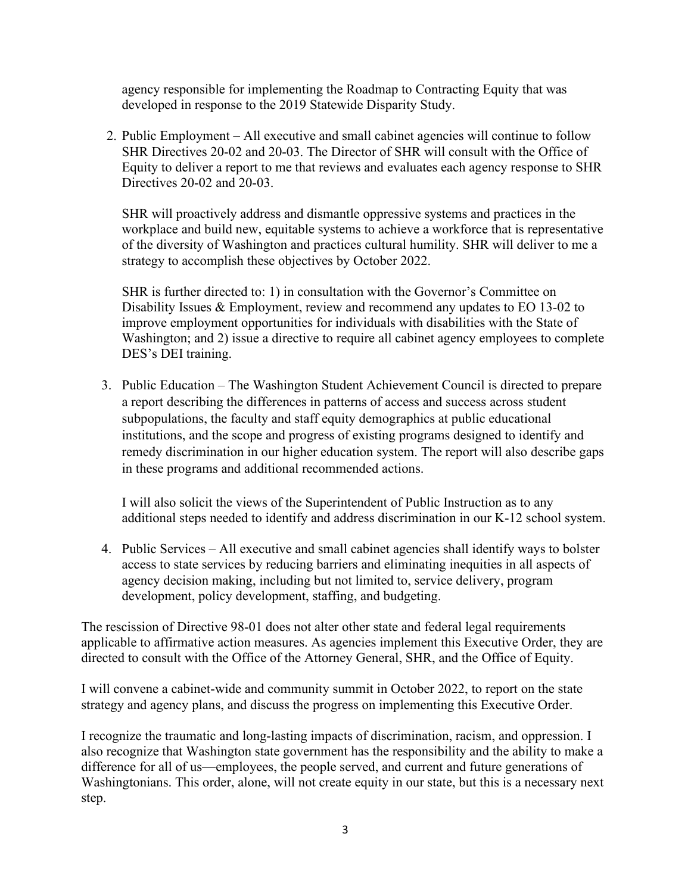agency responsible for implementing the Roadmap to Contracting Equity that was developed in response to the 2019 Statewide Disparity Study.

2. Public Employment – All executive and small cabinet agencies will continue to follow SHR Directives 20-02 and 20-03. The Director of SHR will consult with the Office of Equity to deliver a report to me that reviews and evaluates each agency response to SHR Directives 20-02 and 20-03.

   SHR will proactively address and dismantle oppressive systems and practices in the workplace and build new, equitable systems to achieve a workforce that is representative of the diversity of Washington and practices cultural humility. SHR will deliver to me a strategy to accomplish these objectives by October 2022.

   SHR is further directed to: 1) in consultation with the Governor's Committee on Disability Issues & Employment, review and recommend any updates to EO 13-02 to improve employment opportunities for individuals with disabilities with the State of Washington; and 2) issue a directive to require all cabinet agency employees to complete DES's DEI training.

3. Public Education – The Washington Student Achievement Council is directed to prepare a report describing the differences in patterns of access and success across student subpopulations, the faculty and staff equity demographics at public educational institutions, and the scope and progress of existing programs designed to identify and remedy discrimination in our higher education system. The report will also describe gaps in these programs and additional recommended actions.

   I will also solicit the views of the Superintendent of Public Instruction as to any additional steps needed to identify and address discrimination in our K-12 school system.

4. Public Services – All executive and small cabinet agencies shall identify ways to bolster access to state services by reducing barriers and eliminating inequities in all aspects of agency decision making, including but not limited to, service delivery, program development, policy development, staffing, and budgeting.

The rescission of Directive 98-01 does not alter other state and federal legal requirements applicable to affirmative action measures. As agencies implement this Executive Order, they are directed to consult with the Office of the Attorney General, SHR, and the Office of Equity.

I will convene a cabinet-wide and community summit in October 2022, to report on the state strategy and agency plans, and discuss the progress on implementing this Executive Order.

I recognize the traumatic and long-lasting impacts of discrimination, racism, and oppression. I also recognize that Washington state government has the responsibility and the ability to make a difference for all of us—employees, the people served, and current and future generations of Washingtonians. This order, alone, will not create equity in our state, but this is a necessary next step.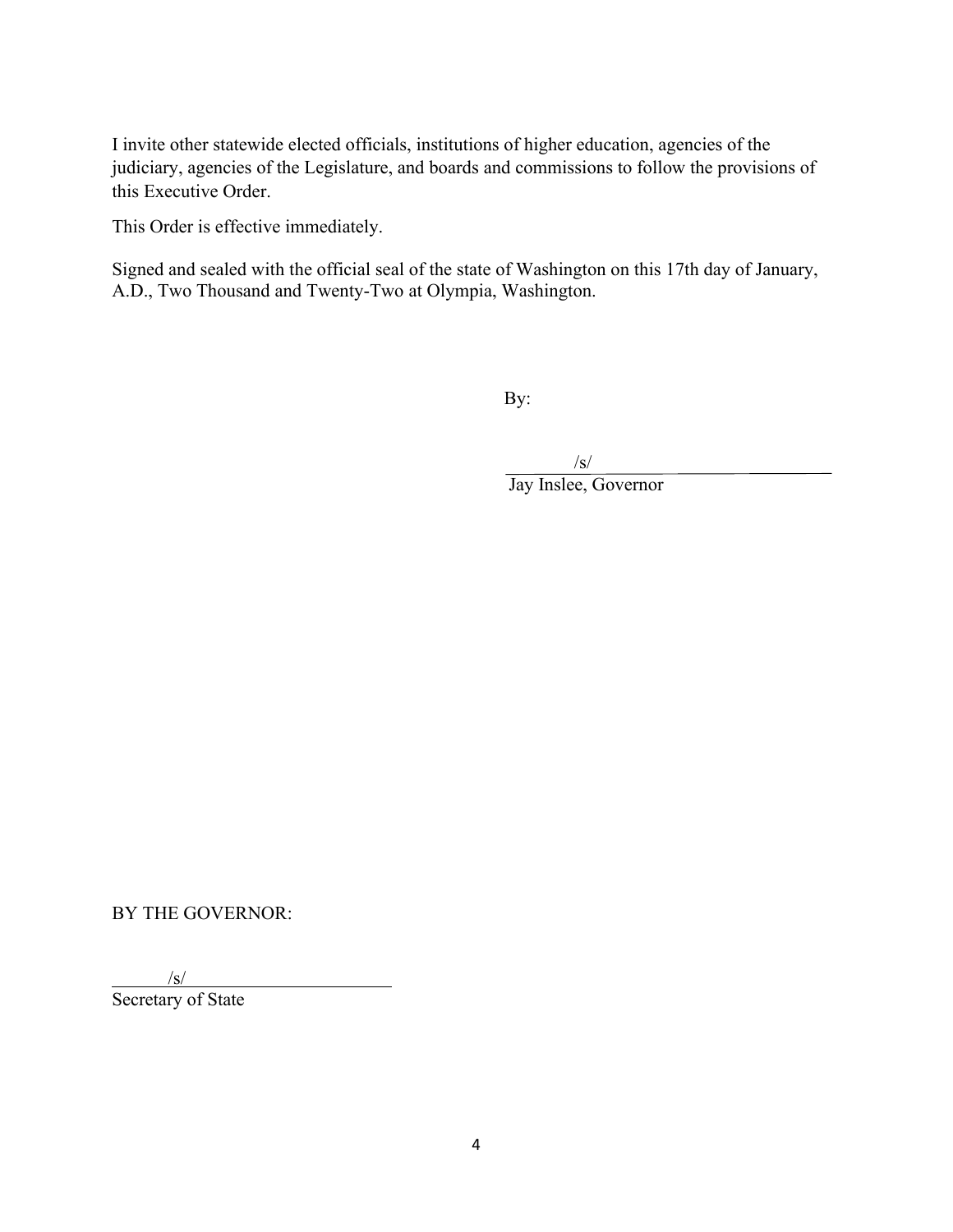I invite other statewide elected officials, institutions of higher education, agencies of the judiciary, agencies of the Legislature, and boards and commissions to follow the provisions of this Executive Order.

This Order is effective immediately.

Signed and sealed with the official seal of the state of Washington on this 17th day of January, A.D., Two Thousand and Twenty-Two at Olympia, Washington.

By:

/s/
Jay Inslee, Governor

BY THE GOVERNOR:

/s/
Secretary of State